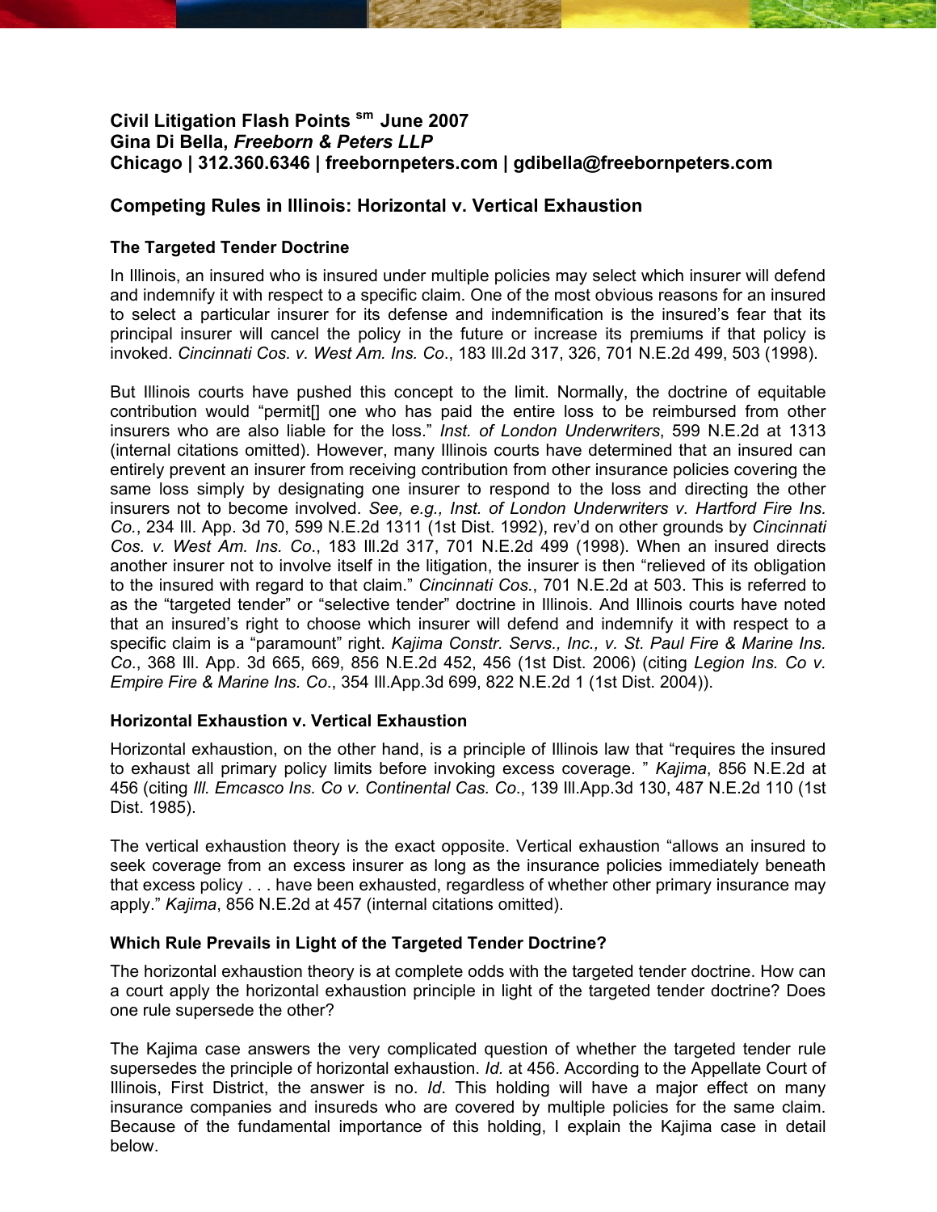**Civil Litigation Flash Points** [sm] **June 2007**
**Gina Di Bella,** ***Freeborn & Peters LLP***
**Chicago | 312.360.6346 | freebornpeters.com | gdibella@freebornpeters.com**

## Competing Rules in Illinois: Horizontal v. Vertical Exhaustion

### The Targeted Tender Doctrine

In Illinois, an insured who is insured under multiple policies may select which insurer will defend and indemnify it with respect to a specific claim. One of the most obvious reasons for an insured to select a particular insurer for its defense and indemnification is the insured's fear that its principal insurer will cancel the policy in the future or increase its premiums if that policy is invoked. *Cincinnati Cos. v. West Am. Ins. Co*., 183 Ill.2d 317, 326, 701 N.E.2d 499, 503 (1998).

But Illinois courts have pushed this concept to the limit. Normally, the doctrine of equitable contribution would "permit[] one who has paid the entire loss to be reimbursed from other insurers who are also liable for the loss." *Inst. of London Underwriters*, 599 N.E.2d at 1313 (internal citations omitted). However, many Illinois courts have determined that an insured can entirely prevent an insurer from receiving contribution from other insurance policies covering the same loss simply by designating one insurer to respond to the loss and directing the other insurers not to become involved. *See, e.g., Inst. of London Underwriters v. Hartford Fire Ins. Co.*, 234 Ill. App. 3d 70, 599 N.E.2d 1311 (1st Dist. 1992), rev'd on other grounds by *Cincinnati Cos. v. West Am. Ins. Co*., 183 Ill.2d 317, 701 N.E.2d 499 (1998). When an insured directs another insurer not to involve itself in the litigation, the insurer is then "relieved of its obligation to the insured with regard to that claim." *Cincinnati Cos.*, 701 N.E.2d at 503. This is referred to as the "targeted tender" or "selective tender" doctrine in Illinois. And Illinois courts have noted that an insured's right to choose which insurer will defend and indemnify it with respect to a specific claim is a "paramount" right. *Kajima Constr. Servs., Inc., v. St. Paul Fire & Marine Ins. Co*., 368 Ill. App. 3d 665, 669, 856 N.E.2d 452, 456 (1st Dist. 2006) (citing *Legion Ins. Co v. Empire Fire & Marine Ins. Co*., 354 Ill.App.3d 699, 822 N.E.2d 1 (1st Dist. 2004)).

### Horizontal Exhaustion v. Vertical Exhaustion

Horizontal exhaustion, on the other hand, is a principle of Illinois law that "requires the insured to exhaust all primary policy limits before invoking excess coverage. " *Kajima*, 856 N.E.2d at 456 (citing *Ill. Emcasco Ins. Co v. Continental Cas. Co*., 139 Ill.App.3d 130, 487 N.E.2d 110 (1st Dist. 1985).

The vertical exhaustion theory is the exact opposite. Vertical exhaustion "allows an insured to seek coverage from an excess insurer as long as the insurance policies immediately beneath that excess policy . . . have been exhausted, regardless of whether other primary insurance may apply." *Kajima*, 856 N.E.2d at 457 (internal citations omitted).

### Which Rule Prevails in Light of the Targeted Tender Doctrine?

The horizontal exhaustion theory is at complete odds with the targeted tender doctrine. How can a court apply the horizontal exhaustion principle in light of the targeted tender doctrine? Does one rule supersede the other?

The Kajima case answers the very complicated question of whether the targeted tender rule supersedes the principle of horizontal exhaustion. *Id.* at 456. According to the Appellate Court of Illinois, First District, the answer is no. *Id*. This holding will have a major effect on many insurance companies and insureds who are covered by multiple policies for the same claim. Because of the fundamental importance of this holding, I explain the Kajima case in detail below.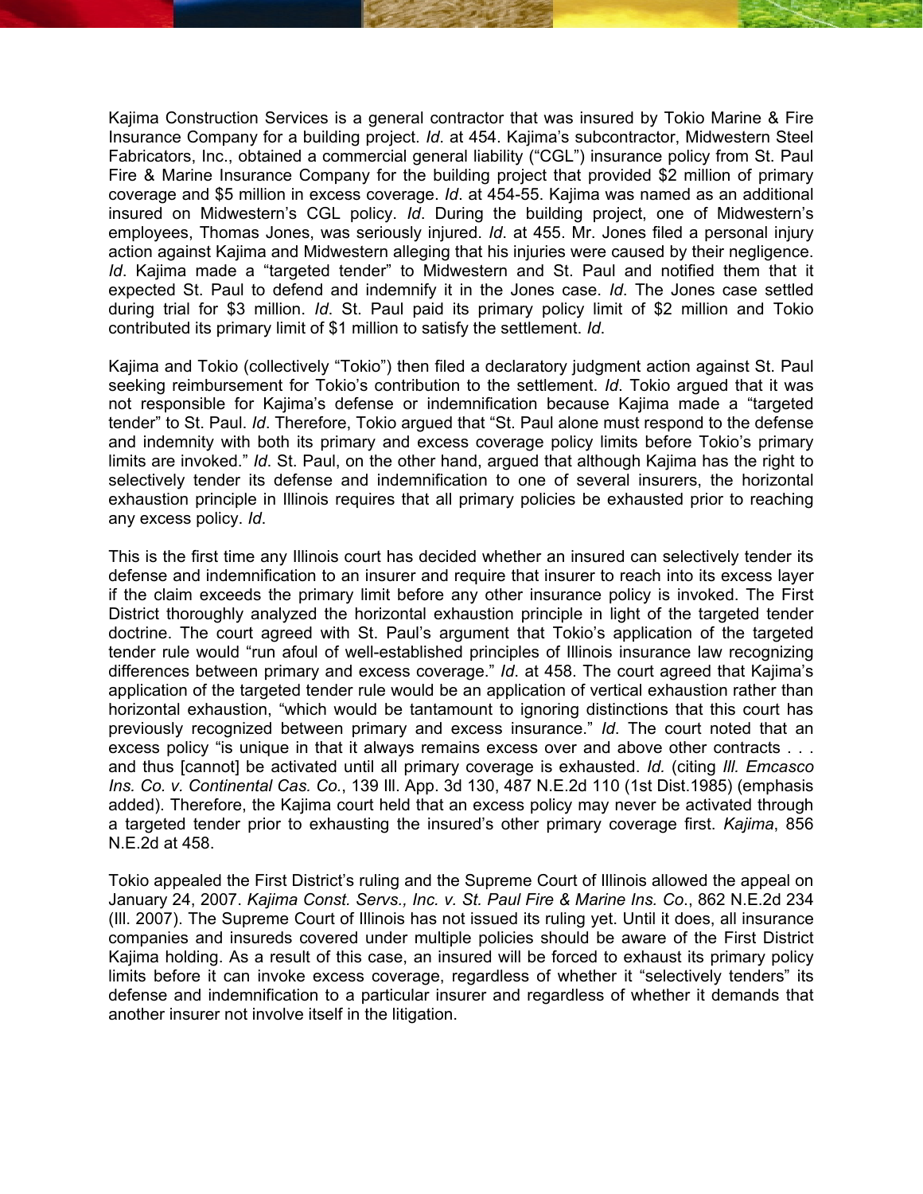Kajima Construction Services is a general contractor that was insured by Tokio Marine & Fire Insurance Company for a building project. *Id*. at 454. Kajima's subcontractor, Midwestern Steel Fabricators, Inc., obtained a commercial general liability ("CGL") insurance policy from St. Paul Fire & Marine Insurance Company for the building project that provided $2 million of primary coverage and $5 million in excess coverage. *Id*. at 454-55. Kajima was named as an additional insured on Midwestern's CGL policy. *Id*. During the building project, one of Midwestern's employees, Thomas Jones, was seriously injured. *Id*. at 455. Mr. Jones filed a personal injury action against Kajima and Midwestern alleging that his injuries were caused by their negligence. *Id*. Kajima made a "targeted tender" to Midwestern and St. Paul and notified them that it expected St. Paul to defend and indemnify it in the Jones case. *Id*. The Jones case settled during trial for $3 million. *Id*. St. Paul paid its primary policy limit of $2 million and Tokio contributed its primary limit of $1 million to satisfy the settlement. *Id*.

Kajima and Tokio (collectively "Tokio") then filed a declaratory judgment action against St. Paul seeking reimbursement for Tokio's contribution to the settlement. *Id*. Tokio argued that it was not responsible for Kajima's defense or indemnification because Kajima made a "targeted tender" to St. Paul. *Id*. Therefore, Tokio argued that "St. Paul alone must respond to the defense and indemnity with both its primary and excess coverage policy limits before Tokio's primary limits are invoked." *Id*. St. Paul, on the other hand, argued that although Kajima has the right to selectively tender its defense and indemnification to one of several insurers, the horizontal exhaustion principle in Illinois requires that all primary policies be exhausted prior to reaching any excess policy. *Id*.

This is the first time any Illinois court has decided whether an insured can selectively tender its defense and indemnification to an insurer and require that insurer to reach into its excess layer if the claim exceeds the primary limit before any other insurance policy is invoked. The First District thoroughly analyzed the horizontal exhaustion principle in light of the targeted tender doctrine. The court agreed with St. Paul's argument that Tokio's application of the targeted tender rule would "run afoul of well-established principles of Illinois insurance law recognizing differences between primary and excess coverage." *Id*. at 458. The court agreed that Kajima's application of the targeted tender rule would be an application of vertical exhaustion rather than horizontal exhaustion, "which would be tantamount to ignoring distinctions that this court has previously recognized between primary and excess insurance." *Id*. The court noted that an excess policy "is unique in that it always remains excess over and above other contracts . . . and thus [cannot] be activated until all primary coverage is exhausted. *Id.* (citing *Ill. Emcasco Ins. Co. v. Continental Cas. Co.*, 139 Ill. App. 3d 130, 487 N.E.2d 110 (1st Dist.1985) (emphasis added). Therefore, the Kajima court held that an excess policy may never be activated through a targeted tender prior to exhausting the insured's other primary coverage first. *Kajima*, 856 N.E.2d at 458.

Tokio appealed the First District's ruling and the Supreme Court of Illinois allowed the appeal on January 24, 2007. *Kajima Const. Servs., Inc. v. St. Paul Fire & Marine Ins. Co*., 862 N.E.2d 234 (Ill. 2007). The Supreme Court of Illinois has not issued its ruling yet. Until it does, all insurance companies and insureds covered under multiple policies should be aware of the First District Kajima holding. As a result of this case, an insured will be forced to exhaust its primary policy limits before it can invoke excess coverage, regardless of whether it "selectively tenders" its defense and indemnification to a particular insurer and regardless of whether it demands that another insurer not involve itself in the litigation.